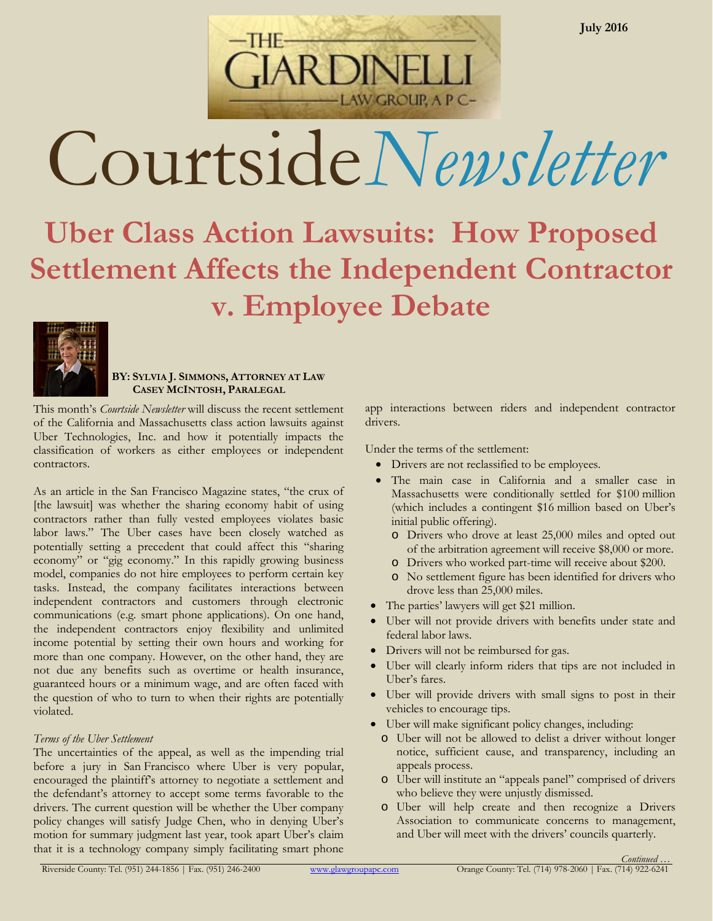July 2016

# Courtside *Newsletter*

## Uber Class Action Lawsuits: How Proposed Settlement Affects the Independent Contractor v. Employee Debate

**BY: SYLVIA J. SIMMONS, ATTORNEY AT LAW**
**CASEY MCINTOSH, PARALEGAL**

This month's *Courtside Newsletter* will discuss the recent settlement of the California and Massachusetts class action lawsuits against Uber Technologies, Inc. and how it potentially impacts the classification of workers as either employees or independent contractors.

As an article in the San Francisco Magazine states, "the crux of [the lawsuit] was whether the sharing economy habit of using contractors rather than fully vested employees violates basic labor laws." The Uber cases have been closely watched as potentially setting a precedent that could affect this "sharing economy" or "gig economy." In this rapidly growing business model, companies do not hire employees to perform certain key tasks. Instead, the company facilitates interactions between independent contractors and customers through electronic communications (e.g. smart phone applications). On one hand, the independent contractors enjoy flexibility and unlimited income potential by setting their own hours and working for more than one company. However, on the other hand, they are not due any benefits such as overtime or health insurance, guaranteed hours or a minimum wage, and are often faced with the question of who to turn to when their rights are potentially violated.

*Terms of the Uber Settlement*

The uncertainties of the appeal, as well as the impending trial before a jury in San Francisco where Uber is very popular, encouraged the plaintiff's attorney to negotiate a settlement and the defendant's attorney to accept some terms favorable to the drivers. The current question will be whether the Uber company policy changes will satisfy Judge Chen, who in denying Uber's motion for summary judgment last year, took apart Uber's claim that it is a technology company simply facilitating smart phone app interactions between riders and independent contractor drivers.

Under the terms of the settlement:

- Drivers are not reclassified to be employees.
- The main case in California and a smaller case in Massachusetts were conditionally settled for $100 million (which includes a contingent $16 million based on Uber's initial public offering).
  - Drivers who drove at least 25,000 miles and opted out of the arbitration agreement will receive $8,000 or more.
  - Drivers who worked part-time will receive about $200.
  - No settlement figure has been identified for drivers who drove less than 25,000 miles.
- The parties' lawyers will get $21 million.
- Uber will not provide drivers with benefits under state and federal labor laws.
- Drivers will not be reimbursed for gas.
- Uber will clearly inform riders that tips are not included in Uber's fares.
- Uber will provide drivers with small signs to post in their vehicles to encourage tips.
- Uber will make significant policy changes, including:
  - Uber will not be allowed to delist a driver without longer notice, sufficient cause, and transparency, including an appeals process.
  - Uber will institute an "appeals panel" comprised of drivers who believe they were unjustly dismissed.
  - Uber will help create and then recognize a Drivers Association to communicate concerns to management, and Uber will meet with the drivers' councils quarterly.

*Continued …*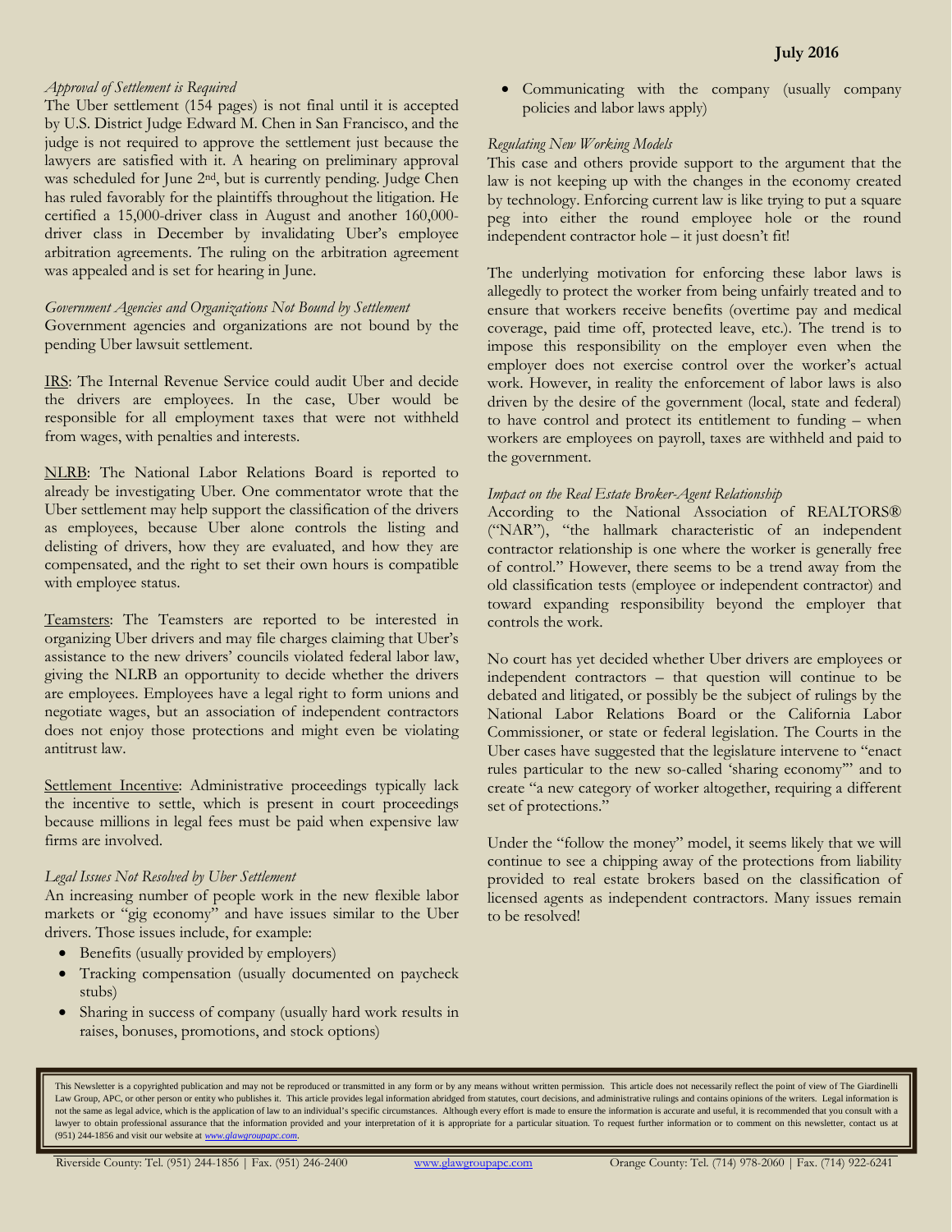*Approval of Settlement is Required*

The Uber settlement (154 pages) is not final until it is accepted by U.S. District Judge Edward M. Chen in San Francisco, and the judge is not required to approve the settlement just because the lawyers are satisfied with it. A hearing on preliminary approval was scheduled for June 2nd, but is currently pending. Judge Chen has ruled favorably for the plaintiffs throughout the litigation. He certified a 15,000-driver class in August and another 160,000-driver class in December by invalidating Uber's employee arbitration agreements. The ruling on the arbitration agreement was appealed and is set for hearing in June.

*Government Agencies and Organizations Not Bound by Settlement*

Government agencies and organizations are not bound by the pending Uber lawsuit settlement.

IRS: The Internal Revenue Service could audit Uber and decide the drivers are employees. In the case, Uber would be responsible for all employment taxes that were not withheld from wages, with penalties and interests.

NLRB: The National Labor Relations Board is reported to already be investigating Uber. One commentator wrote that the Uber settlement may help support the classification of the drivers as employees, because Uber alone controls the listing and delisting of drivers, how they are evaluated, and how they are compensated, and the right to set their own hours is compatible with employee status.

Teamsters: The Teamsters are reported to be interested in organizing Uber drivers and may file charges claiming that Uber's assistance to the new drivers' councils violated federal labor law, giving the NLRB an opportunity to decide whether the drivers are employees. Employees have a legal right to form unions and negotiate wages, but an association of independent contractors does not enjoy those protections and might even be violating antitrust law.

Settlement Incentive: Administrative proceedings typically lack the incentive to settle, which is present in court proceedings because millions in legal fees must be paid when expensive law firms are involved.

*Legal Issues Not Resolved by Uber Settlement*

An increasing number of people work in the new flexible labor markets or "gig economy" and have issues similar to the Uber drivers. Those issues include, for example:

- Benefits (usually provided by employers)
- Tracking compensation (usually documented on paycheck stubs)
- Sharing in success of company (usually hard work results in raises, bonuses, promotions, and stock options)
- Communicating with the company (usually company policies and labor laws apply)

*Regulating New Working Models*

This case and others provide support to the argument that the law is not keeping up with the changes in the economy created by technology. Enforcing current law is like trying to put a square peg into either the round employee hole or the round independent contractor hole – it just doesn't fit!

The underlying motivation for enforcing these labor laws is allegedly to protect the worker from being unfairly treated and to ensure that workers receive benefits (overtime pay and medical coverage, paid time off, protected leave, etc.). The trend is to impose this responsibility on the employer even when the employer does not exercise control over the worker's actual work. However, in reality the enforcement of labor laws is also driven by the desire of the government (local, state and federal) to have control and protect its entitlement to funding – when workers are employees on payroll, taxes are withheld and paid to the government.

*Impact on the Real Estate Broker-Agent Relationship*

According to the National Association of REALTORS® ("NAR"), "the hallmark characteristic of an independent contractor relationship is one where the worker is generally free of control." However, there seems to be a trend away from the old classification tests (employee or independent contractor) and toward expanding responsibility beyond the employer that controls the work.

No court has yet decided whether Uber drivers are employees or independent contractors – that question will continue to be debated and litigated, or possibly be the subject of rulings by the National Labor Relations Board or the California Labor Commissioner, or state or federal legislation. The Courts in the Uber cases have suggested that the legislature intervene to "enact rules particular to the new so-called 'sharing economy'" and to create "a new category of worker altogether, requiring a different set of protections."

Under the "follow the money" model, it seems likely that we will continue to see a chipping away of the protections from liability provided to real estate brokers based on the classification of licensed agents as independent contractors. Many issues remain to be resolved!

This Newsletter is a copyrighted publication and may not be reproduced or transmitted in any form or by any means without written permission. This article does not necessarily reflect the point of view of The Giardinelli Law Group, APC, or other person or entity who publishes it. This article provides legal information abridged from statutes, court decisions, and administrative rulings and contains opinions of the writers. Legal information is not the same as legal advice, which is the application of law to an individual's specific circumstances. Although every effort is made to ensure the information is accurate and useful, it is recommended that you consult with a lawyer to obtain professional assurance that the information provided and your interpretation of it is appropriate for a particular situation. To request further information or to comment on this newsletter, contact us at (951) 244-1856 and visit our website at www.glawgroupapc.com.